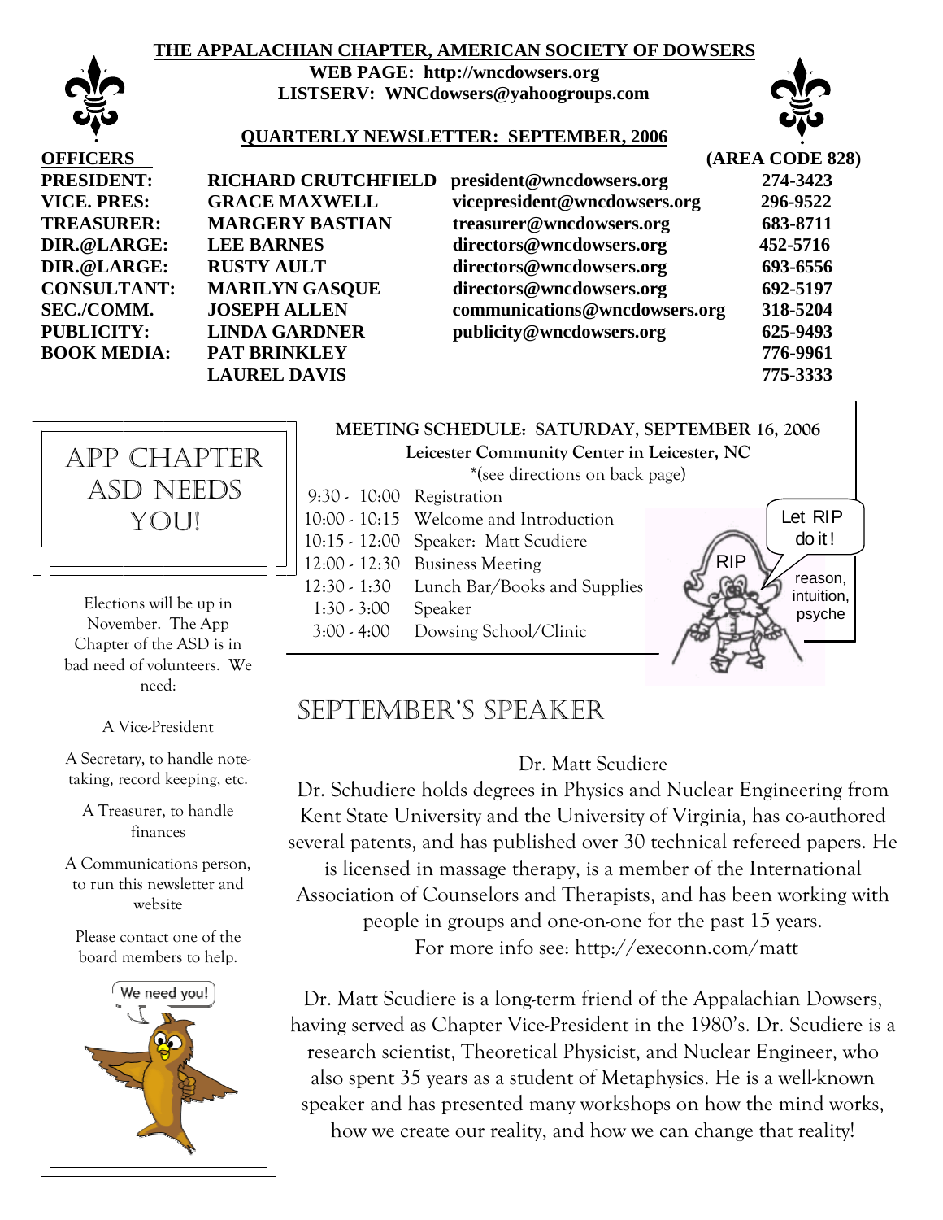# THE APPALACHIAN CHAPTER, AMERICAN SOCIETY OF DOWSERS

**WEB PAGE: http://wncdowsers.org**
**LISTSERV: WNCdowsers@yahoogroups.com**

## QUARTERLY NEWSLETTER: SEPTEMBER, 2006

| OFFICERS | | | (AREA CODE 828) |
|---|---|---|---|
| PRESIDENT: | RICHARD CRUTCHFIELD | president@wncdowsers.org | 274-3423 |
| VICE. PRES: | GRACE MAXWELL | vicepresident@wncdowsers.org | 296-9522 |
| TREASURER: | MARGERY BASTIAN | treasurer@wncdowsers.org | 683-8711 |
| DIR.@LARGE: | LEE BARNES | directors@wncdowsers.org | 452-5716 |
| DIR.@LARGE: | RUSTY AULT | directors@wncdowsers.org | 693-6556 |
| CONSULTANT: | MARILYN GASQUE | directors@wncdowsers.org | 692-5197 |
| SEC./COMM. | JOSEPH ALLEN | communications@wncdowsers.org | 318-5204 |
| PUBLICITY: | LINDA GARDNER | publicity@wncdowsers.org | 625-9493 |
| BOOK MEDIA: | PAT BRINKLEY | | 776-9961 |
| | LAUREL DAVIS | | 775-3333 |

## App Chapter ASD Needs You!

Elections will be up in November. The App Chapter of the ASD is in bad need of volunteers. We need:

A Vice-President

A Secretary, to handle note-taking, record keeping, etc.

A Treasurer, to handle finances

A Communications person, to run this newsletter and website

Please contact one of the board members to help.

We need you!

## MEETING SCHEDULE: SATURDAY, SEPTEMBER 16, 2006

**Leicester Community Center in Leicester, NC**

*(see directions on back page)

| | |
|---|---|
| 9:30 - 10:00 | Registration |
| 10:00 - 10:15 | Welcome and Introduction |
| 10:15 - 12:00 | Speaker: Matt Scudiere |
| 12:00 - 12:30 | Business Meeting |
| 12:30 - 1:30 | Lunch Bar/Books and Supplies |
| 1:30 - 3:00 | Speaker |
| 3:00 - 4:00 | Dowsing School/Clinic |

Let RIP do it! RIP reason, intuition, psyche

## September's Speaker

Dr. Matt Scudiere

Dr. Schudiere holds degrees in Physics and Nuclear Engineering from Kent State University and the University of Virginia, has co-authored several patents, and has published over 30 technical refereed papers. He is licensed in massage therapy, is a member of the International Association of Counselors and Therapists, and has been working with people in groups and one-on-one for the past 15 years. For more info see: http://execonn.com/matt

Dr. Matt Scudiere is a long-term friend of the Appalachian Dowsers, having served as Chapter Vice-President in the 1980's. Dr. Scudiere is a research scientist, Theoretical Physicist, and Nuclear Engineer, who also spent 35 years as a student of Metaphysics. He is a well-known speaker and has presented many workshops on how the mind works, how we create our reality, and how we can change that reality!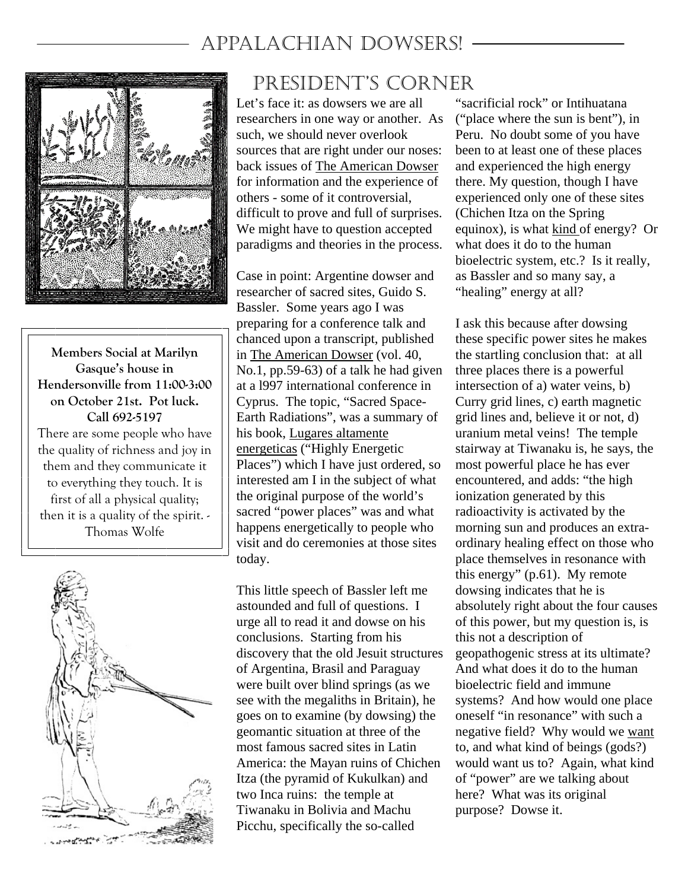# APPALACHIAN DOWSERS!

**Members Social at Marilyn Gasque's house in Hendersonville from 11:00-3:00 on October 21st. Pot luck. Call 692-5197**

There are some people who have the quality of richness and joy in them and they communicate it to everything they touch. It is first of all a physical quality; then it is a quality of the spirit. - Thomas Wolfe

## PRESIDENT'S CORNER

Let's face it: as dowsers we are all researchers in one way or another. As such, we should never overlook sources that are right under our noses: back issues of The American Dowser for information and the experience of others - some of it controversial, difficult to prove and full of surprises. We might have to question accepted paradigms and theories in the process.

Case in point: Argentine dowser and researcher of sacred sites, Guido S. Bassler. Some years ago I was preparing for a conference talk and chanced upon a transcript, published in The American Dowser (vol. 40, No.1, pp.59-63) of a talk he had given at a l997 international conference in Cyprus. The topic, "Sacred Space-Earth Radiations", was a summary of his book, Lugares altamente energeticas ("Highly Energetic Places") which I have just ordered, so interested am I in the subject of what the original purpose of the world's sacred "power places" was and what happens energetically to people who visit and do ceremonies at those sites today.

This little speech of Bassler left me astounded and full of questions. I urge all to read it and dowse on his conclusions. Starting from his discovery that the old Jesuit structures of Argentina, Brasil and Paraguay were built over blind springs (as we see with the megaliths in Britain), he goes on to examine (by dowsing) the geomantic situation at three of the most famous sacred sites in Latin America: the Mayan ruins of Chichen Itza (the pyramid of Kukulkan) and two Inca ruins: the temple at Tiwanaku in Bolivia and Machu Picchu, specifically the so-called "sacrificial rock" or Intihuatana ("place where the sun is bent"), in Peru. No doubt some of you have been to at least one of these places and experienced the high energy there. My question, though I have experienced only one of these sites (Chichen Itza on the Spring equinox), is what kind of energy? Or what does it do to the human bioelectric system, etc.? Is it really, as Bassler and so many say, a "healing" energy at all?

I ask this because after dowsing these specific power sites he makes the startling conclusion that: at all three places there is a powerful intersection of a) water veins, b) Curry grid lines, c) earth magnetic grid lines and, believe it or not, d) uranium metal veins! The temple stairway at Tiwanaku is, he says, the most powerful place he has ever encountered, and adds: "the high ionization generated by this radioactivity is activated by the morning sun and produces an extra-ordinary healing effect on those who place themselves in resonance with this energy" (p.61). My remote dowsing indicates that he is absolutely right about the four causes of this power, but my question is, is this not a description of geopathogenic stress at its ultimate? And what does it do to the human bioelectric field and immune systems? And how would one place oneself "in resonance" with such a negative field? Why would we want to, and what kind of beings (gods?) would want us to? Again, what kind of "power" are we talking about here? What was its original purpose? Dowse it.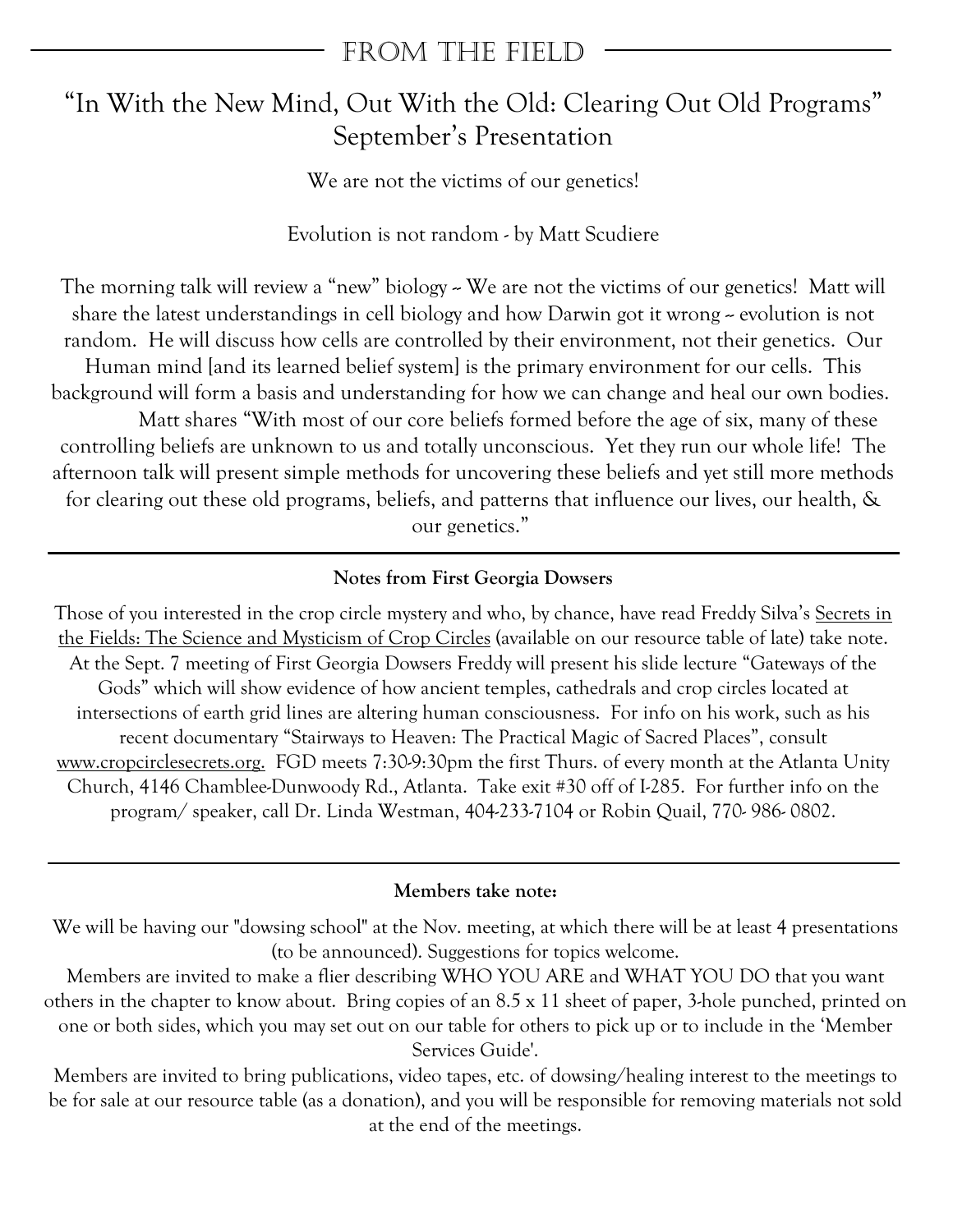## From the Field

### "In With the New Mind, Out With the Old: Clearing Out Old Programs" September's Presentation

We are not the victims of our genetics!

Evolution is not random - by Matt Scudiere

The morning talk will review a "new" biology -- We are not the victims of our genetics! Matt will share the latest understandings in cell biology and how Darwin got it wrong -- evolution is not random. He will discuss how cells are controlled by their environment, not their genetics. Our Human mind [and its learned belief system] is the primary environment for our cells. This background will form a basis and understanding for how we can change and heal our own bodies.

Matt shares "With most of our core beliefs formed before the age of six, many of these controlling beliefs are unknown to us and totally unconscious. Yet they run our whole life! The afternoon talk will present simple methods for uncovering these beliefs and yet still more methods for clearing out these old programs, beliefs, and patterns that influence our lives, our health, & our genetics."

---

**Notes from First Georgia Dowsers**

Those of you interested in the crop circle mystery and who, by chance, have read Freddy Silva's Secrets in the Fields: The Science and Mysticism of Crop Circles (available on our resource table of late) take note. At the Sept. 7 meeting of First Georgia Dowsers Freddy will present his slide lecture "Gateways of the Gods" which will show evidence of how ancient temples, cathedrals and crop circles located at intersections of earth grid lines are altering human consciousness. For info on his work, such as his recent documentary "Stairways to Heaven: The Practical Magic of Sacred Places", consult www.cropcirclesecrets.org. FGD meets 7:30-9:30pm the first Thurs. of every month at the Atlanta Unity Church, 4146 Chamblee-Dunwoody Rd., Atlanta. Take exit #30 off of I-285. For further info on the program/ speaker, call Dr. Linda Westman, 404-233-7104 or Robin Quail, 770- 986- 0802.

---

**Members take note:**

We will be having our "dowsing school" at the Nov. meeting, at which there will be at least 4 presentations (to be announced). Suggestions for topics welcome.

Members are invited to make a flier describing WHO YOU ARE and WHAT YOU DO that you want others in the chapter to know about. Bring copies of an 8.5 x 11 sheet of paper, 3-hole punched, printed on one or both sides, which you may set out on our table for others to pick up or to include in the 'Member Services Guide'.

Members are invited to bring publications, video tapes, etc. of dowsing/healing interest to the meetings to be for sale at our resource table (as a donation), and you will be responsible for removing materials not sold at the end of the meetings.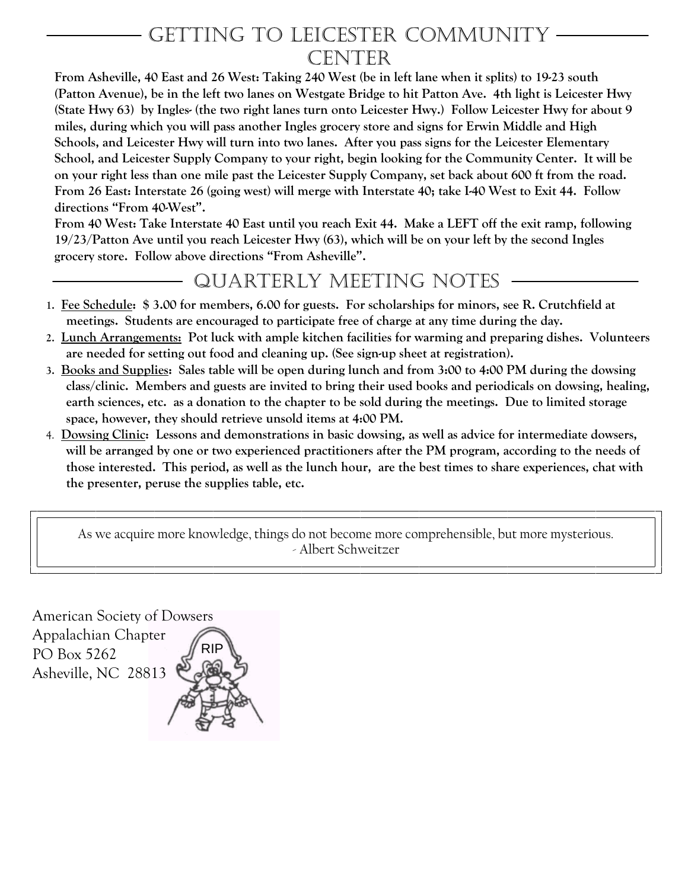## Getting to Leicester Community Center

**From Asheville, 40 East and 26 West: Taking 240 West (be in left lane when it splits) to 19-23 south (Patton Avenue), be in the left two lanes on Westgate Bridge to hit Patton Ave. 4th light is Leicester Hwy (State Hwy 63) by Ingles- (the two right lanes turn onto Leicester Hwy.) Follow Leicester Hwy for about 9 miles, during which you will pass another Ingles grocery store and signs for Erwin Middle and High Schools, and Leicester Hwy will turn into two lanes. After you pass signs for the Leicester Elementary School, and Leicester Supply Company to your right, begin looking for the Community Center. It will be on your right less than one mile past the Leicester Supply Company, set back about 600 ft from the road.**

**From 26 East: Interstate 26 (going west) will merge with Interstate 40; take I-40 West to Exit 44. Follow directions "From 40-West".**

**From 40 West: Take Interstate 40 East until you reach Exit 44. Make a LEFT off the exit ramp, following 19/23/Patton Ave until you reach Leicester Hwy (63), which will be on your left by the second Ingles grocery store. Follow above directions "From Asheville".**

## Quarterly Meeting Notes

1. **Fee Schedule: $ 3.00 for members, 6.00 for guests. For scholarships for minors, see R. Crutchfield at meetings. Students are encouraged to participate free of charge at any time during the day.**
2. **Lunch Arrangements: Pot luck with ample kitchen facilities for warming and preparing dishes. Volunteers are needed for setting out food and cleaning up. (See sign-up sheet at registration).**
3. **Books and Supplies: Sales table will be open during lunch and from 3:00 to 4:00 PM during the dowsing class/clinic. Members and guests are invited to bring their used books and periodicals on dowsing, healing, earth sciences, etc. as a donation to the chapter to be sold during the meetings. Due to limited storage space, however, they should retrieve unsold items at 4:00 PM.**
4. **Dowsing Clinic: Lessons and demonstrations in basic dowsing, as well as advice for intermediate dowsers, will be arranged by one or two experienced practitioners after the PM program, according to the needs of those interested. This period, as well as the lunch hour, are the best times to share experiences, chat with the presenter, peruse the supplies table, etc.**

> As we acquire more knowledge, things do not become more comprehensible, but more mysterious.
> \- Albert Schweitzer

American Society of Dowsers
Appalachian Chapter
PO Box 5262
Asheville, NC 28813

RIP